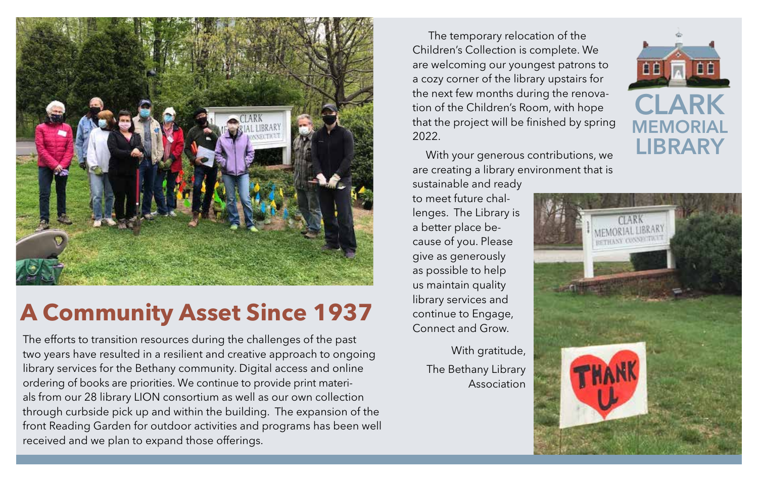## A Community Asset Since 1937

The efforts to transition resources during the challenges of the past two years have resulted in a resilient and creative approach to ongoing library services for the Bethany community. Digital access and online ordering of books are priorities. We continue to provide print materials from our 28 library LION consortium as well as our own collection through curbside pick up and within the building. The expansion of the front Reading Garden for outdoor activities and programs has been well received and we plan to expand those offerings.

The temporary relocation of the Children's Collection is complete. We are welcoming our youngest patrons to a cozy corner of the library upstairs for the next few months during the renovation of the Children's Room, with hope that the project will be finished by spring 2022.

With your generous contributions, we are creating a library environment that is sustainable and ready to meet future challenges. The Library is a better place because of you. Please give as generously as possible to help us maintain quality library services and continue to Engage, Connect and Grow.

With gratitude,

The Bethany Library Association

CLARK MEMORIAL LIBRARY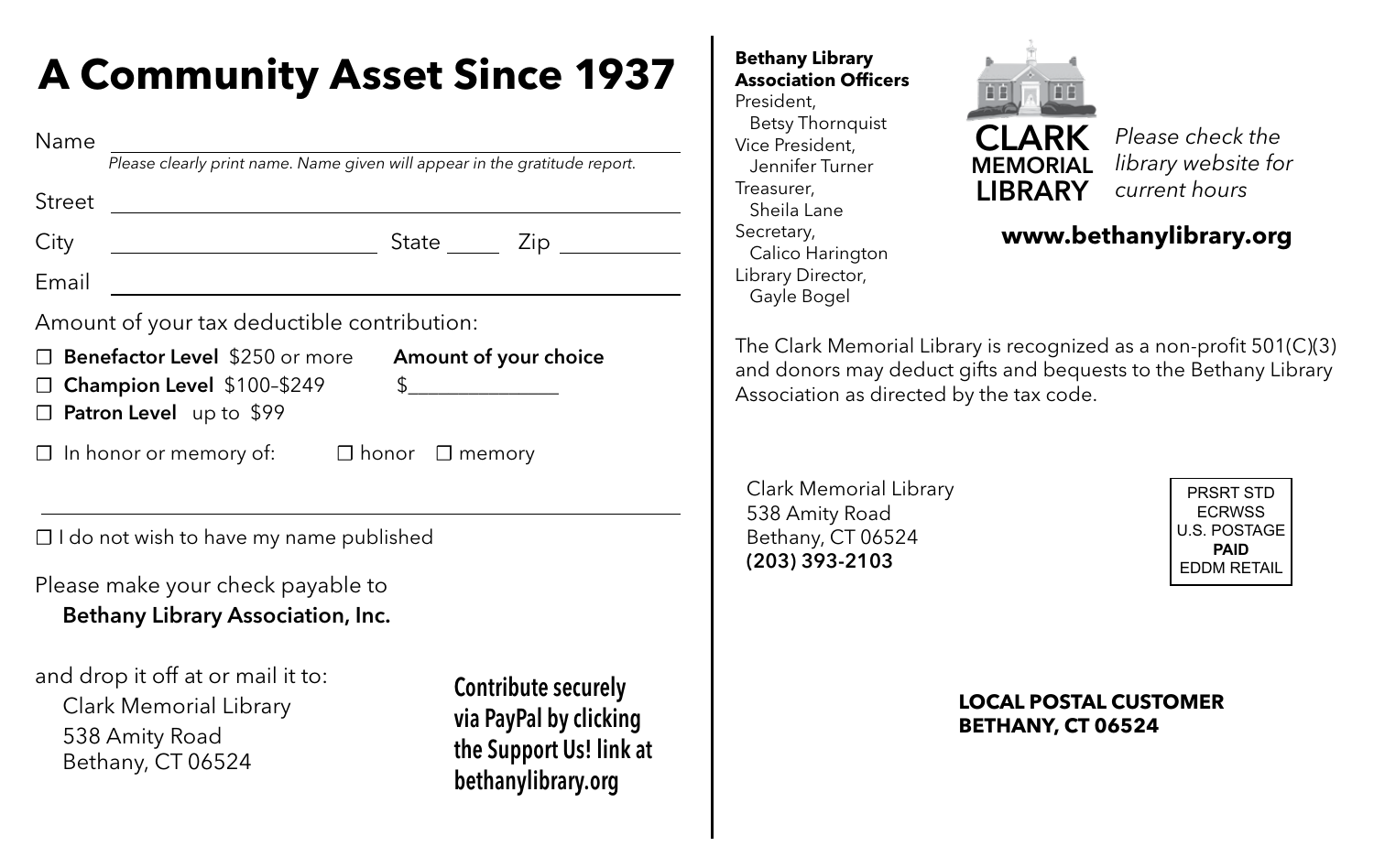# A Community Asset Since 1937

Name ______________________________________________

*Please clearly print name. Name given will appear in the gratitude report.*

Street ______________________________________________

City ______________________ State _____ Zip __________

Email ______________________________________________

Amount of your tax deductible contribution:

☐ **Benefactor Level** $250 or more

☐ **Champion Level** $100–$249

☐ **Patron Level** up to $99

**Amount of your choice**

$_______________

☐ In honor or memory of: ☐ honor ☐ memory

______________________________________________

☐ I do not wish to have my name published

Please make your check payable to

**Bethany Library Association, Inc.**

and drop it off at or mail it to:

Clark Memorial Library
538 Amity Road
Bethany, CT 06524

**Contribute securely via PayPal by clicking the Support Us! link at bethanylibrary.org**

**Bethany Library Association Officers**

President,
Betsy Thornquist

Vice President,
Jennifer Turner

Treasurer,
Sheila Lane

Secretary,
Calico Harington

Library Director,
Gayle Bogel

CLARK MEMORIAL LIBRARY

*Please check the library website for current hours*

**www.bethanylibrary.org**

The Clark Memorial Library is recognized as a non-profit 501(C)(3) and donors may deduct gifts and bequests to the Bethany Library Association as directed by the tax code.

Clark Memorial Library
538 Amity Road
Bethany, CT 06524
**(203) 393-2103**

PRSRT STD
ECRWSS
U.S. POSTAGE
**PAID**
EDDM RETAIL

**LOCAL POSTAL CUSTOMER**
**BETHANY, CT 06524**